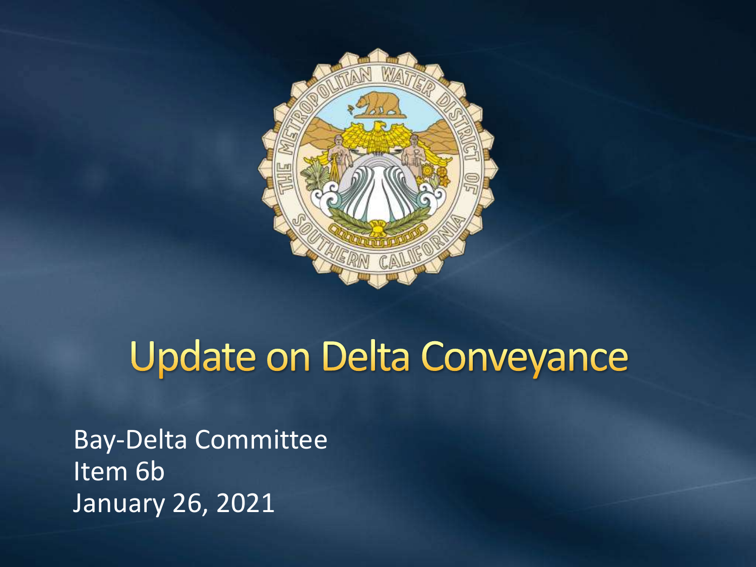# Update on Delta Conveyance

Bay-Delta Committee
Item 6b
January 26, 2021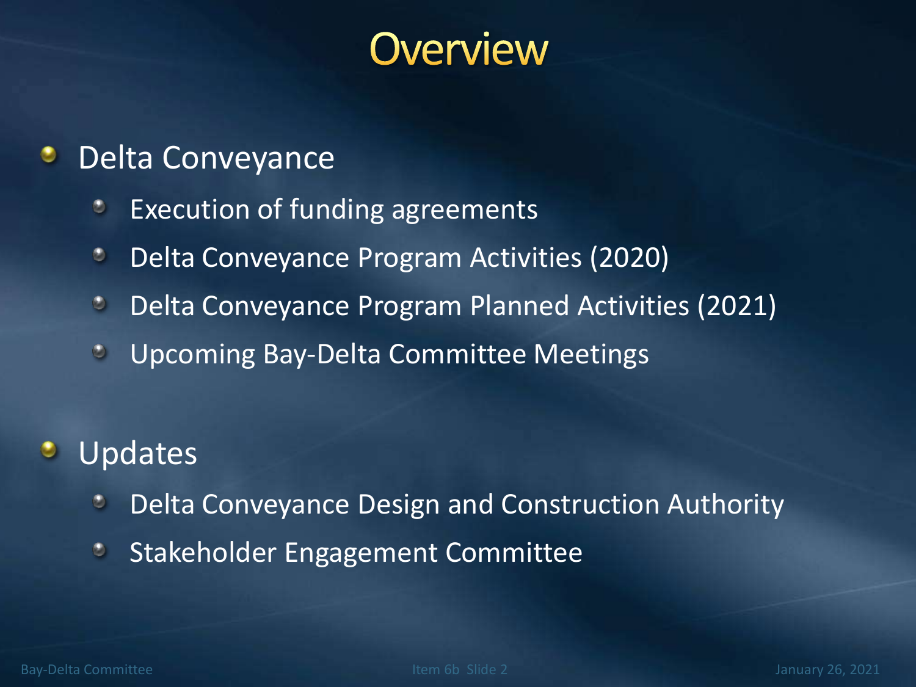# Overview

- Delta Conveyance
  - Execution of funding agreements
  - Delta Conveyance Program Activities (2020)
  - Delta Conveyance Program Planned Activities (2021)
  - Upcoming Bay-Delta Committee Meetings
- Updates
  - Delta Conveyance Design and Construction Authority
  - Stakeholder Engagement Committee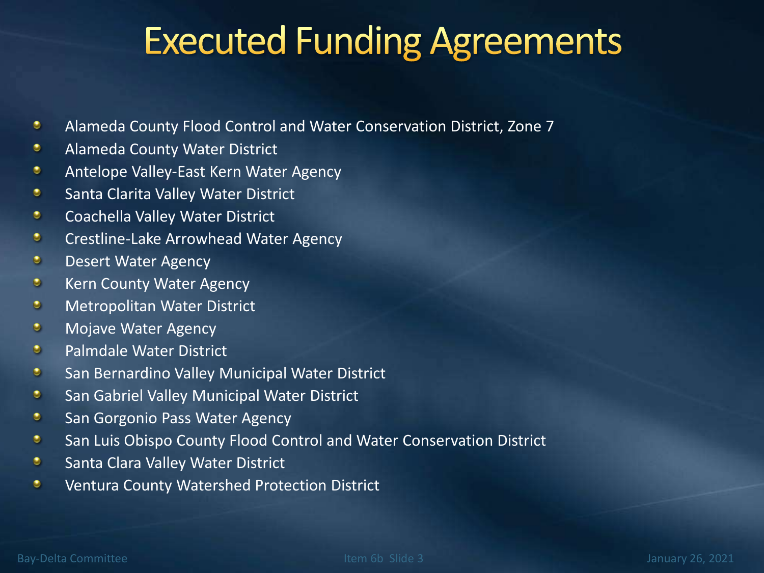# Executed Funding Agreements

- Alameda County Flood Control and Water Conservation District, Zone 7
- Alameda County Water District
- Antelope Valley-East Kern Water Agency
- Santa Clarita Valley Water District
- Coachella Valley Water District
- Crestline-Lake Arrowhead Water Agency
- Desert Water Agency
- Kern County Water Agency
- Metropolitan Water District
- Mojave Water Agency
- Palmdale Water District
- San Bernardino Valley Municipal Water District
- San Gabriel Valley Municipal Water District
- San Gorgonio Pass Water Agency
- San Luis Obispo County Flood Control and Water Conservation District
- Santa Clara Valley Water District
- Ventura County Watershed Protection District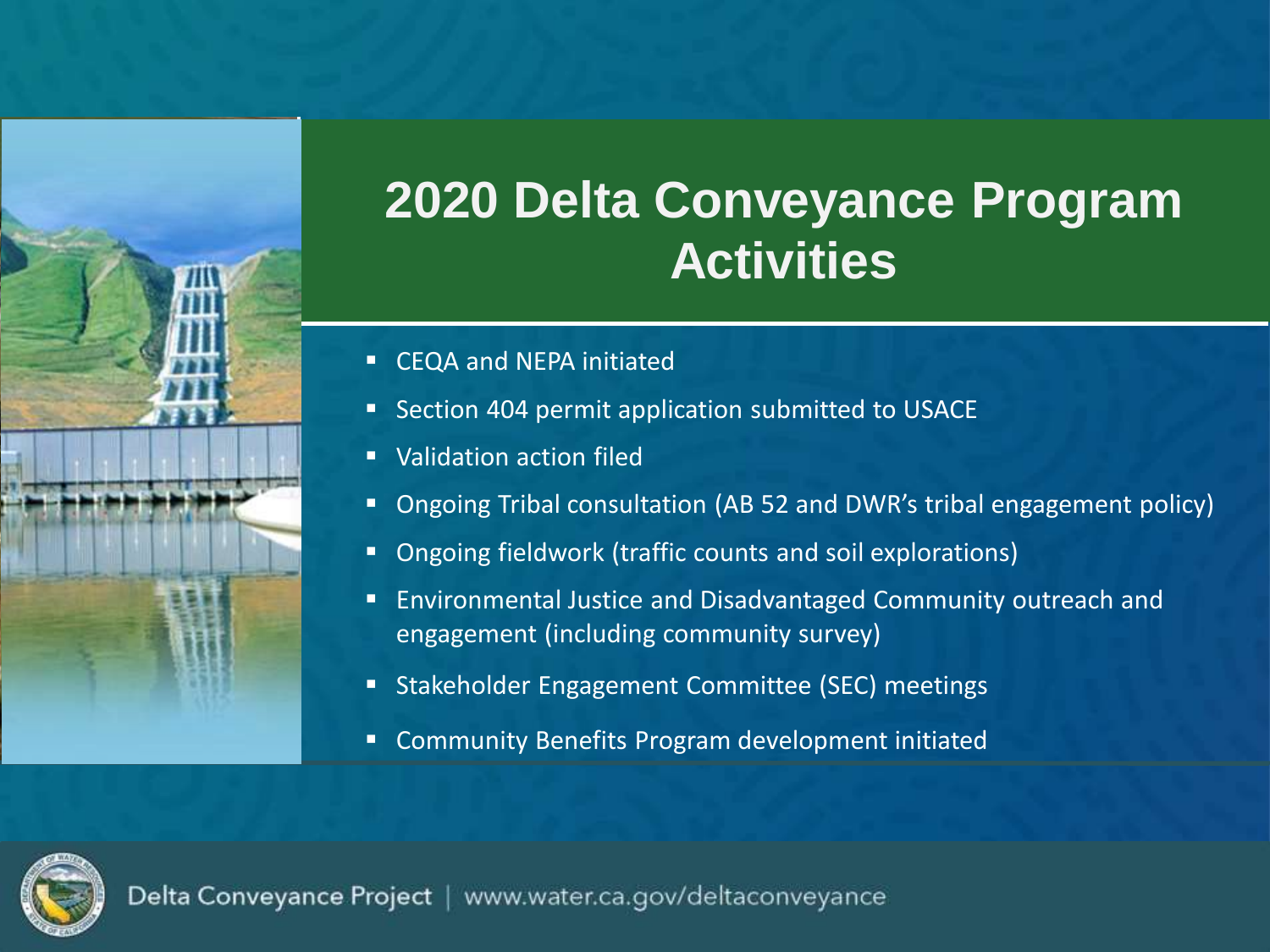# 2020 Delta Conveyance Program Activities

- CEQA and NEPA initiated
- Section 404 permit application submitted to USACE
- Validation action filed
- Ongoing Tribal consultation (AB 52 and DWR's tribal engagement policy)
- Ongoing fieldwork (traffic counts and soil explorations)
- Environmental Justice and Disadvantaged Community outreach and engagement (including community survey)
- Stakeholder Engagement Committee (SEC) meetings
- Community Benefits Program development initiated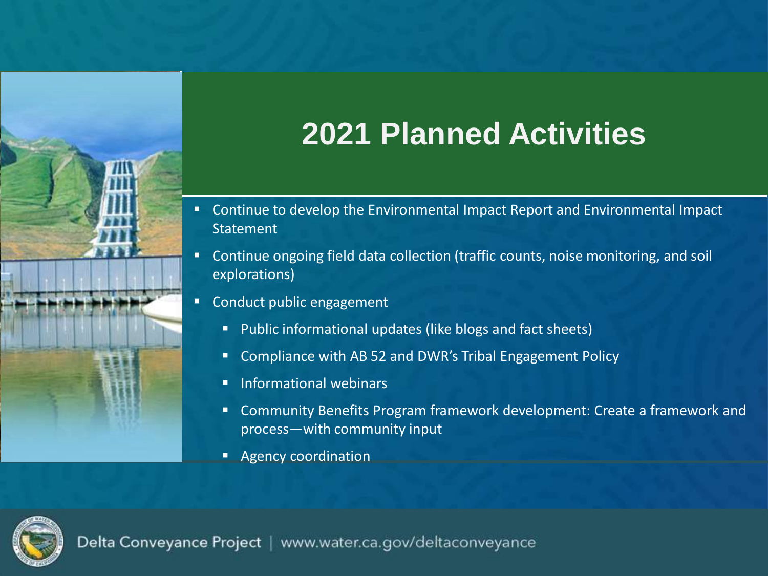# 2021 Planned Activities

- Continue to develop the Environmental Impact Report and Environmental Impact Statement
- Continue ongoing field data collection (traffic counts, noise monitoring, and soil explorations)
- Conduct public engagement
  - Public informational updates (like blogs and fact sheets)
  - Compliance with AB 52 and DWR's Tribal Engagement Policy
  - Informational webinars
  - Community Benefits Program framework development: Create a framework and process—with community input
  - Agency coordination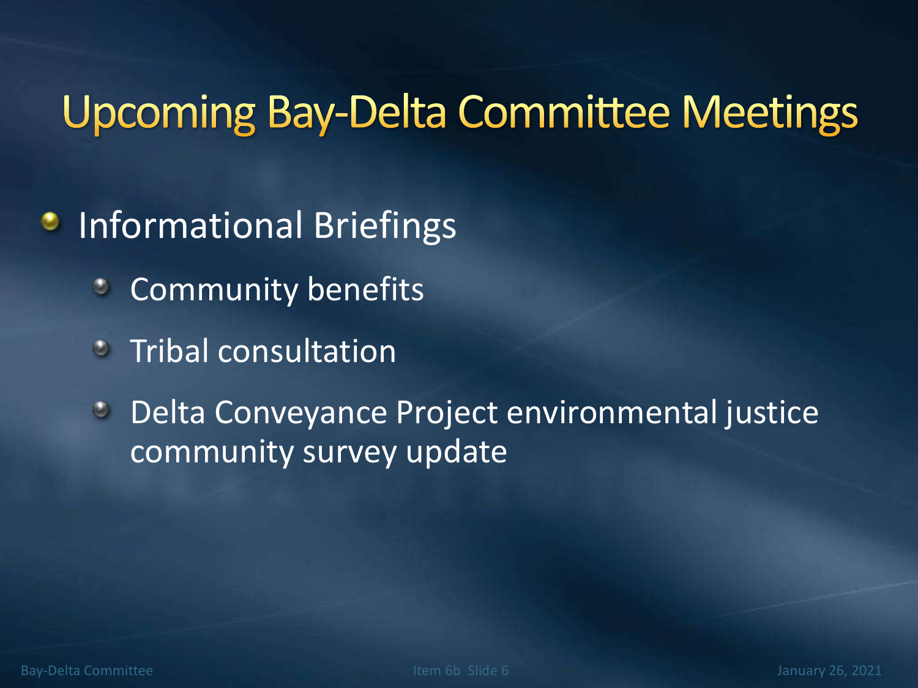# Upcoming Bay-Delta Committee Meetings

- Informational Briefings
  - Community benefits
  - Tribal consultation
  - Delta Conveyance Project environmental justice community survey update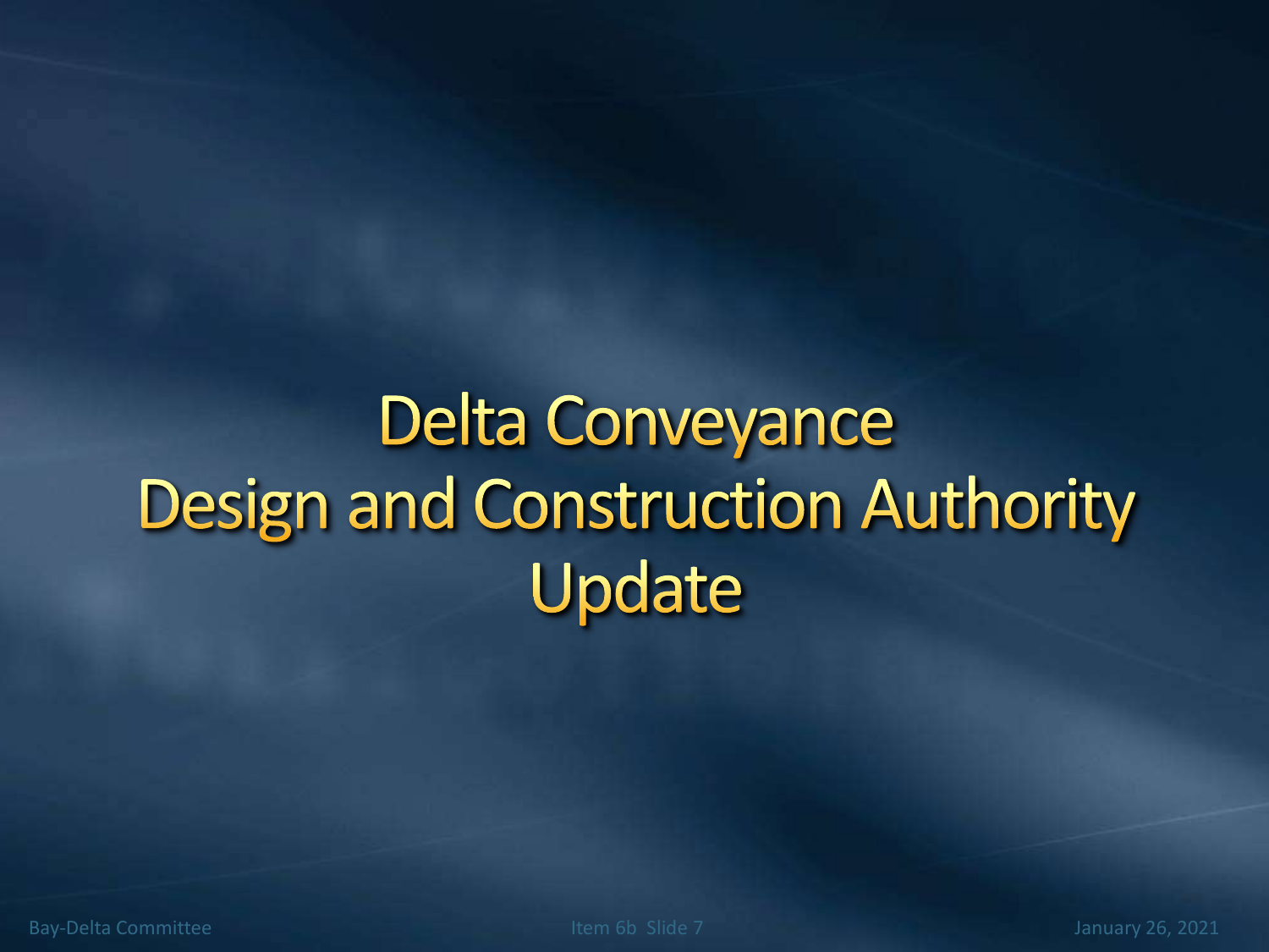# Delta Conveyance Design and Construction Authority Update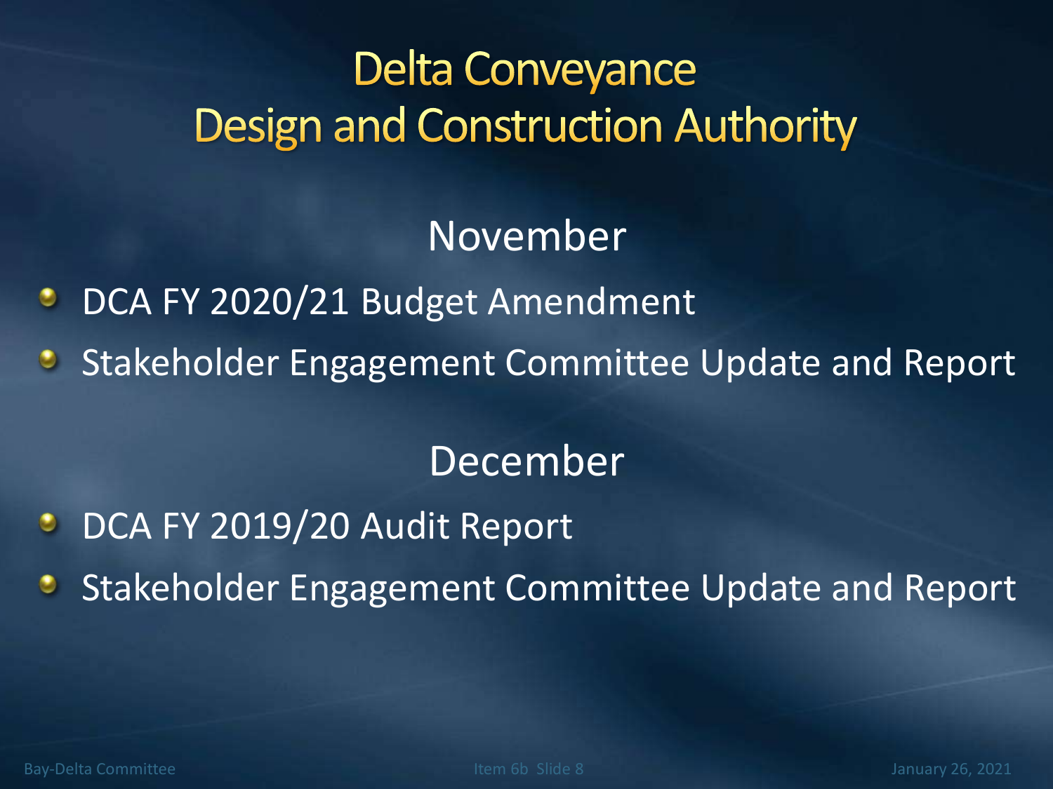# Delta Conveyance Design and Construction Authority

## November

- DCA FY 2020/21 Budget Amendment
- Stakeholder Engagement Committee Update and Report

## December

- DCA FY 2019/20 Audit Report
- Stakeholder Engagement Committee Update and Report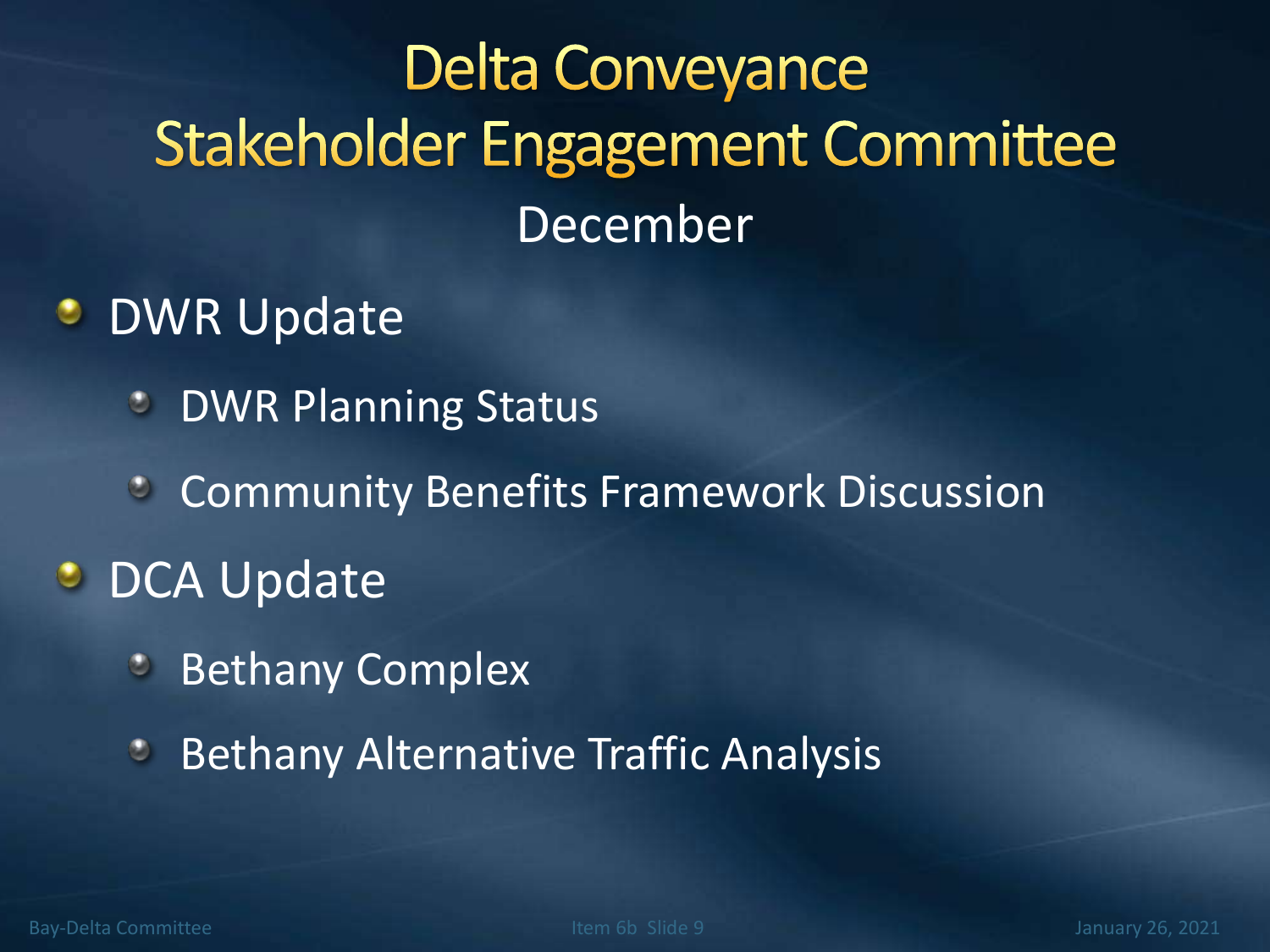# Delta Conveyance Stakeholder Engagement Committee

## December

- DWR Update
  - DWR Planning Status
  - Community Benefits Framework Discussion
- DCA Update
  - Bethany Complex
  - Bethany Alternative Traffic Analysis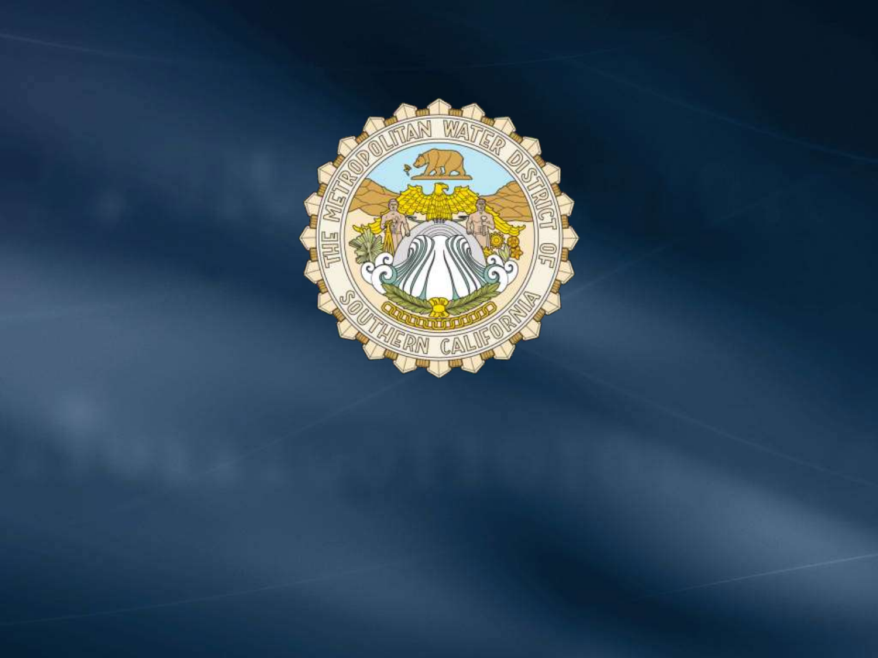THE METROPOLITAN WATER DISTRICT OF SOUTHERN CALIFORNIA